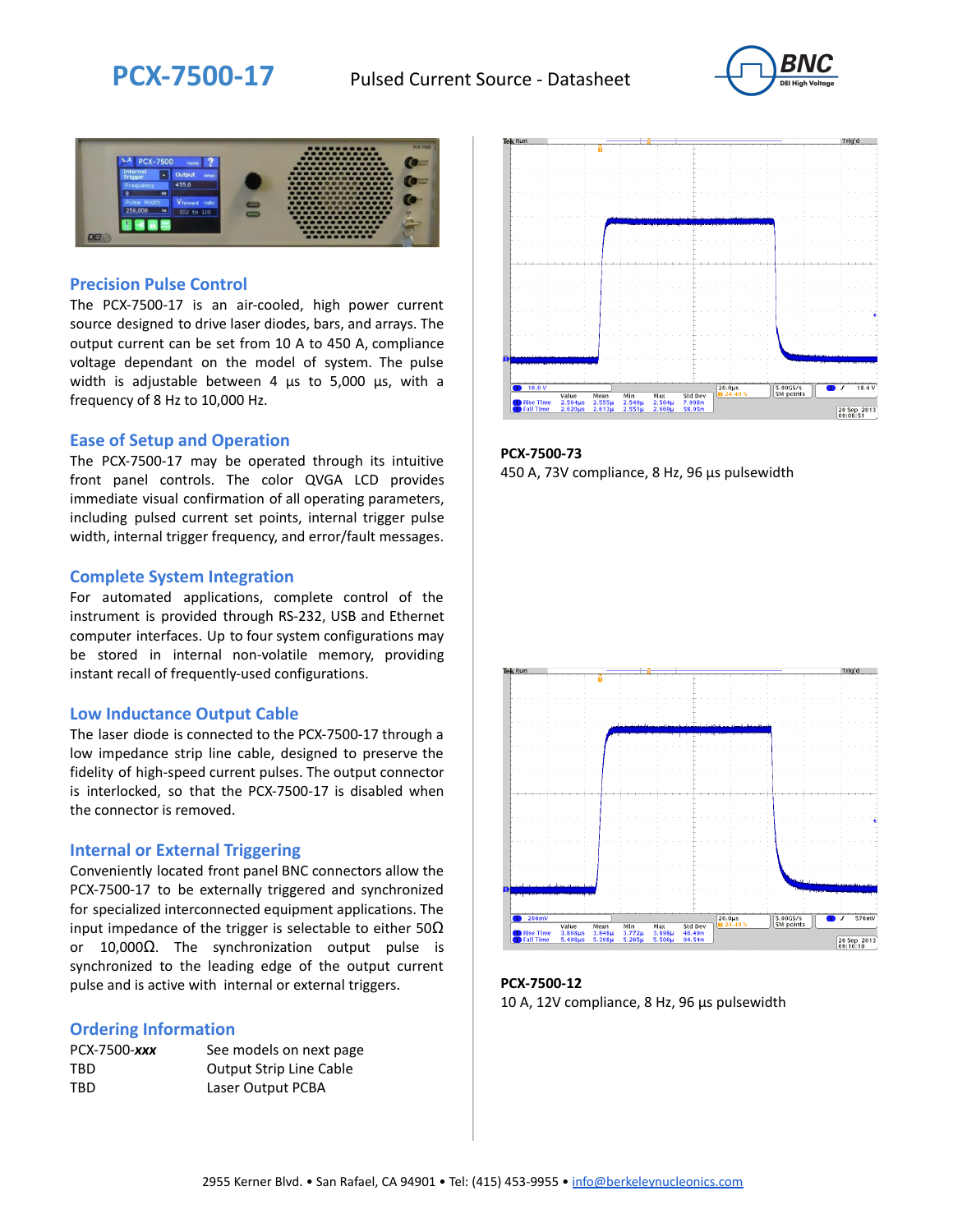# PCX-7500-17

Pulsed Current Source - Datasheet

## Precision Pulse Control

The PCX-7500-17 is an air-cooled, high power current source designed to drive laser diodes, bars, and arrays. The output current can be set from 10 A to 450 A, compliance voltage dependant on the model of system. The pulse width is adjustable between 4 µs to 5,000 µs, with a frequency of 8 Hz to 10,000 Hz.

## Ease of Setup and Operation

The PCX-7500-17 may be operated through its intuitive front panel controls. The color QVGA LCD provides immediate visual confirmation of all operating parameters, including pulsed current set points, internal trigger pulse width, internal trigger frequency, and error/fault messages.

## Complete System Integration

For automated applications, complete control of the instrument is provided through RS-232, USB and Ethernet computer interfaces. Up to four system configurations may be stored in internal non-volatile memory, providing instant recall of frequently-used configurations.

## Low Inductance Output Cable

The laser diode is connected to the PCX-7500-17 through a low impedance strip line cable, designed to preserve the fidelity of high-speed current pulses. The output connector is interlocked, so that the PCX-7500-17 is disabled when the connector is removed.

## Internal or External Triggering

Conveniently located front panel BNC connectors allow the PCX-7500-17 to be externally triggered and synchronized for specialized interconnected equipment applications. The input impedance of the trigger is selectable to either 50Ω or 10,000Ω. The synchronization output pulse is synchronized to the leading edge of the output current pulse and is active with internal or external triggers.

## Ordering Information

| | |
|---|---|
| PCX-7500-***xxx*** | See models on next page |
| TBD | Output Strip Line Cable |
| TBD | Laser Output PCBA |

**PCX-7500-73**
450 A, 73V compliance, 8 Hz, 96 µs pulsewidth

**PCX-7500-12**
10 A, 12V compliance, 8 Hz, 96 µs pulsewidth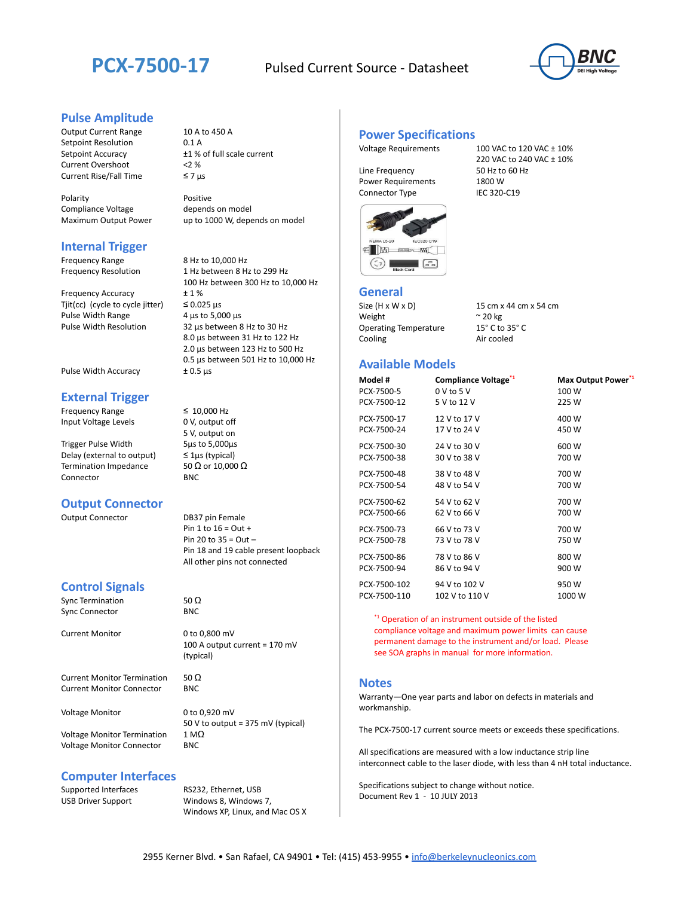# PCX-7500-17

Pulsed Current Source - Datasheet

## Pulse Amplitude

| | |
|---|---|
| Output Current Range | 10 A to 450 A |
| Setpoint Resolution | 0.1 A |
| Setpoint Accuracy | ±1 % of full scale current |
| Current Overshoot | <2 % |
| Current Rise/Fall Time | ≤ 7 µs |
| Polarity | Positive |
| Compliance Voltage | depends on model |
| Maximum Output Power | up to 1000 W, depends on model |

## Internal Trigger

| | |
|---|---|
| Frequency Range | 8 Hz to 10,000 Hz |
| Frequency Resolution | 1 Hz between 8 Hz to 299 Hz<br>100 Hz between 300 Hz to 10,000 Hz |
| Frequency Accuracy | ± 1 % |
| Tjit(cc) (cycle to cycle jitter) | ≤ 0.025 µs |
| Pulse Width Range | 4 µs to 5,000 µs |
| Pulse Width Resolution | 32 µs between 8 Hz to 30 Hz<br>8.0 µs between 31 Hz to 122 Hz<br>2.0 µs between 123 Hz to 500 Hz<br>0.5 µs between 501 Hz to 10,000 Hz |
| Pulse Width Accuracy | ± 0.5 µs |

## External Trigger

| | |
|---|---|
| Frequency Range | ≤ 10,000 Hz |
| Input Voltage Levels | 0 V, output off<br>5 V, output on |
| Trigger Pulse Width | 5µs to 5,000µs |
| Delay (external to output) | ≤ 1µs (typical) |
| Termination Impedance | 50 Ω or 10,000 Ω |
| Connector | BNC |

## Output Connector

| | |
|---|---|
| Output Connector | DB37 pin Female<br>Pin 1 to 16 = Out +<br>Pin 20 to 35 = Out –<br>Pin 18 and 19 cable present loopback<br>All other pins not connected |

## Control Signals

| | |
|---|---|
| Sync Termination | 50 Ω |
| Sync Connector | BNC |
| Current Monitor | 0 to 0,800 mV<br>100 A output current = 170 mV (typical) |
| Current Monitor Termination | 50 Ω |
| Current Monitor Connector | BNC |
| Voltage Monitor | 0 to 0,920 mV<br>50 V to output = 375 mV (typical) |
| Voltage Monitor Termination | 1 MΩ |
| Voltage Monitor Connector | BNC |

## Computer Interfaces

| | |
|---|---|
| Supported Interfaces | RS232, Ethernet, USB |
| USB Driver Support | Windows 8, Windows 7, Windows XP, Linux, and Mac OS X |

## Power Specifications

| | |
|---|---|
| Voltage Requirements | 100 VAC to 120 VAC ± 10%<br>220 VAC to 240 VAC ± 10% |
| Line Frequency | 50 Hz to 60 Hz |
| Power Requirements | 1800 W |
| Connector Type | IEC 320-C19 |

NEMA L5-20 IEC320 C19 Black Cord

## General

| | |
|---|---|
| Size (H x W x D) | 15 cm x 44 cm x 54 cm |
| Weight | ~ 20 kg |
| Operating Temperature | 15° C to 35° C |
| Cooling | Air cooled |

## Available Models

| Model # | Compliance Voltage[*1] | Max Output Power[*1] |
|---|---|---|
| PCX-7500-5 | 0 V to 5 V | 100 W |
| PCX-7500-12 | 5 V to 12 V | 225 W |
| PCX-7500-17 | 12 V to 17 V | 400 W |
| PCX-7500-24 | 17 V to 24 V | 450 W |
| PCX-7500-30 | 24 V to 30 V | 600 W |
| PCX-7500-38 | 30 V to 38 V | 700 W |
| PCX-7500-48 | 38 V to 48 V | 700 W |
| PCX-7500-54 | 48 V to 54 V | 700 W |
| PCX-7500-62 | 54 V to 62 V | 700 W |
| PCX-7500-66 | 62 V to 66 V | 700 W |
| PCX-7500-73 | 66 V to 73 V | 700 W |
| PCX-7500-78 | 73 V to 78 V | 750 W |
| PCX-7500-86 | 78 V to 86 V | 800 W |
| PCX-7500-94 | 86 V to 94 V | 900 W |
| PCX-7500-102 | 94 V to 102 V | 950 W |
| PCX-7500-110 | 102 V to 110 V | 1000 W |

[*1] Operation of an instrument outside of the listed compliance voltage and maximum power limits can cause permanent damage to the instrument and/or load. Please see SOA graphs in manual for more information.

## Notes

Warranty—One year parts and labor on defects in materials and workmanship.

The PCX-7500-17 current source meets or exceeds these specifications.

All specifications are measured with a low inductance strip line interconnect cable to the laser diode, with less than 4 nH total inductance.

Specifications subject to change without notice.
Document Rev 1 - 10 JULY 2013

2955 Kerner Blvd. • San Rafael, CA 94901 • Tel: (415) 453-9955 • info@berkeleynucleonics.com